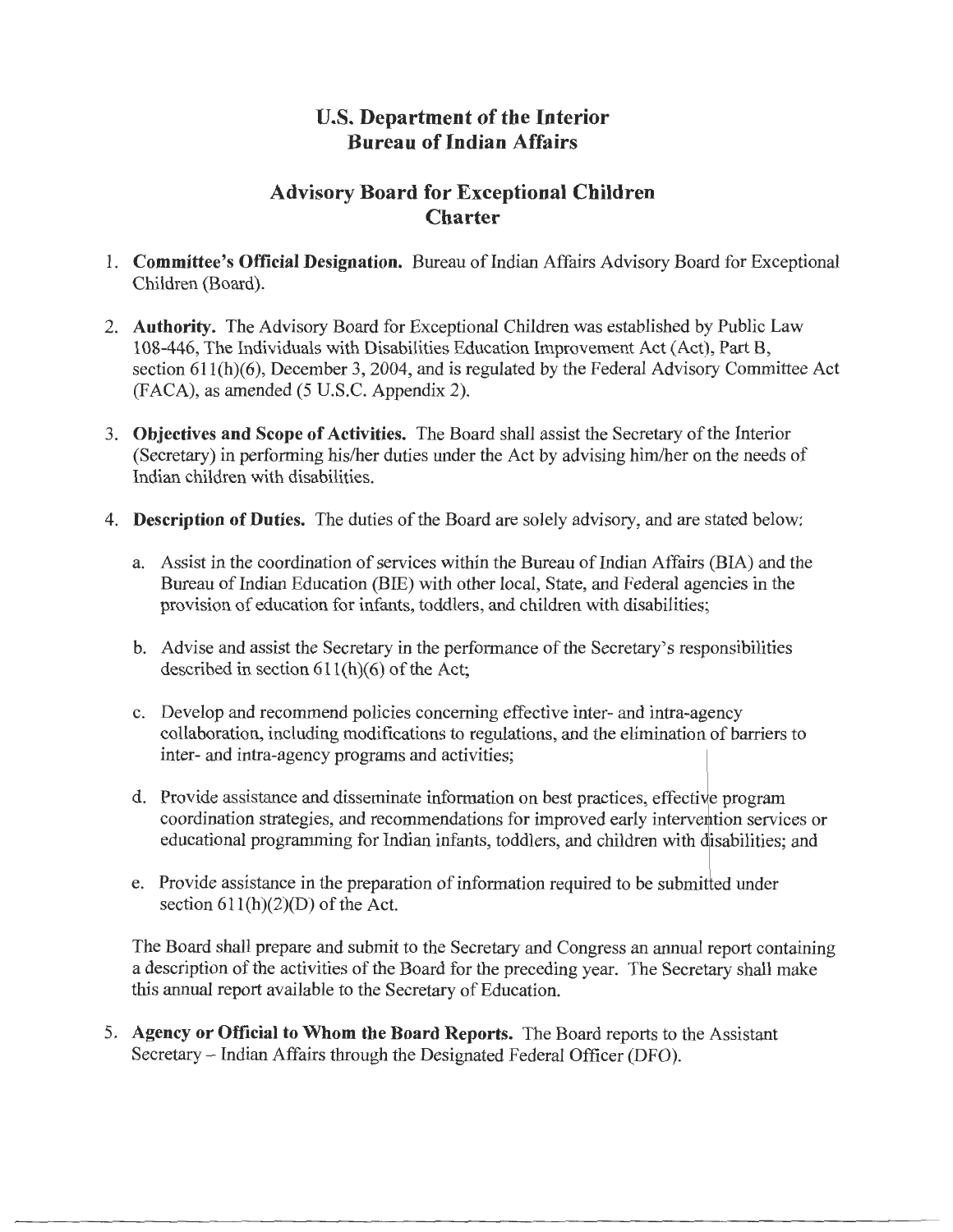# U.S. Department of the Interior
# Bureau of Indian Affairs

## Advisory Board for Exceptional Children
## Charter

1. **Committee's Official Designation.** Bureau of Indian Affairs Advisory Board for Exceptional Children (Board).

2. **Authority.** The Advisory Board for Exceptional Children was established by Public Law 108-446, The Individuals with Disabilities Education Improvement Act (Act), Part B, section 611(h)(6), December 3, 2004, and is regulated by the Federal Advisory Committee Act (FACA), as amended (5 U.S.C. Appendix 2).

3. **Objectives and Scope of Activities.** The Board shall assist the Secretary of the Interior (Secretary) in performing his/her duties under the Act by advising him/her on the needs of Indian children with disabilities.

4. **Description of Duties.** The duties of the Board are solely advisory, and are stated below:

   a. Assist in the coordination of services within the Bureau of Indian Affairs (BIA) and the Bureau of Indian Education (BIE) with other local, State, and Federal agencies in the provision of education for infants, toddlers, and children with disabilities;

   b. Advise and assist the Secretary in the performance of the Secretary's responsibilities described in section 611(h)(6) of the Act;

   c. Develop and recommend policies concerning effective inter- and intra-agency collaboration, including modifications to regulations, and the elimination of barriers to inter- and intra-agency programs and activities;

   d. Provide assistance and disseminate information on best practices, effective program coordination strategies, and recommendations for improved early intervention services or educational programming for Indian infants, toddlers, and children with disabilities; and

   e. Provide assistance in the preparation of information required to be submitted under section 611(h)(2)(D) of the Act.

   The Board shall prepare and submit to the Secretary and Congress an annual report containing a description of the activities of the Board for the preceding year. The Secretary shall make this annual report available to the Secretary of Education.

5. **Agency or Official to Whom the Board Reports.** The Board reports to the Assistant Secretary – Indian Affairs through the Designated Federal Officer (DFO).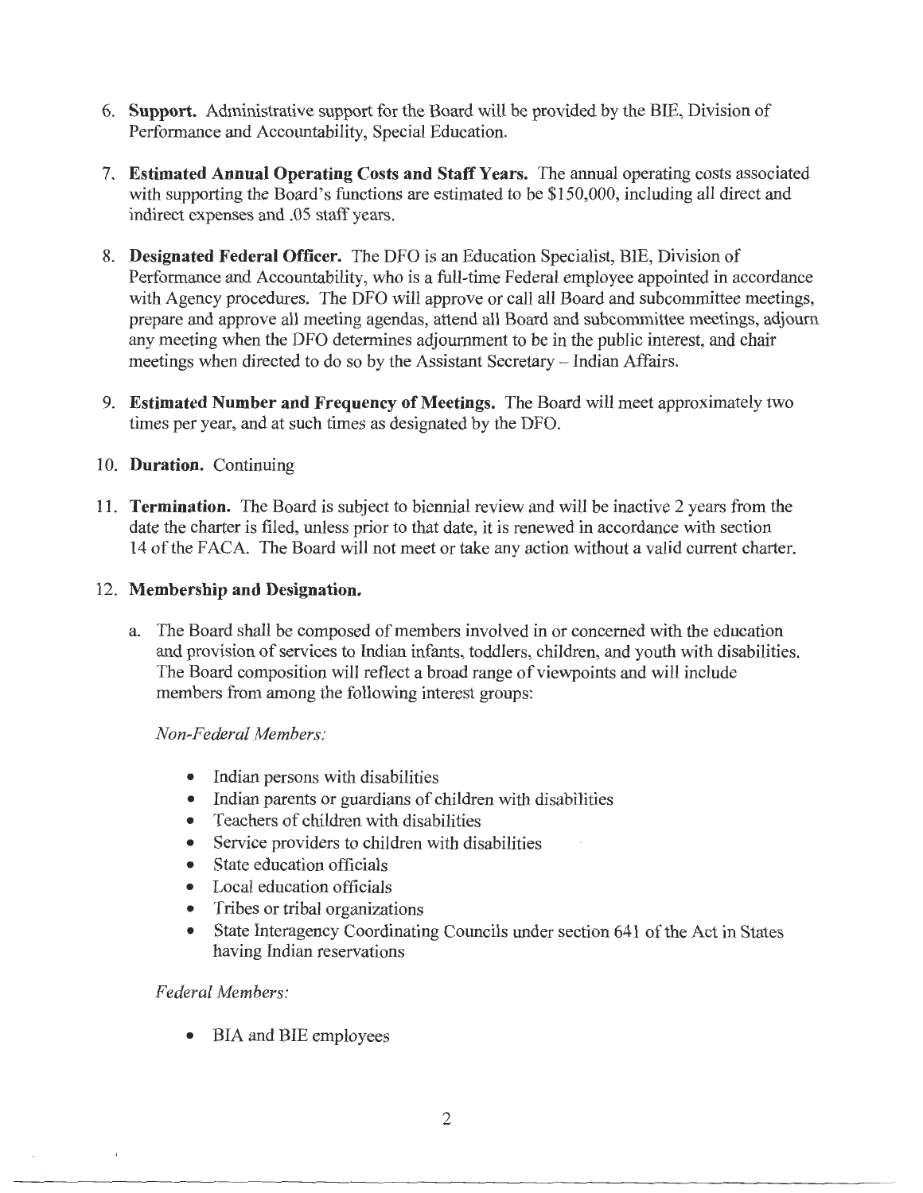6. **Support.** Administrative support for the Board will be provided by the BIE, Division of Performance and Accountability, Special Education.

7. **Estimated Annual Operating Costs and Staff Years.** The annual operating costs associated with supporting the Board's functions are estimated to be $150,000, including all direct and indirect expenses and .05 staff years.

8. **Designated Federal Officer.** The DFO is an Education Specialist, BIE, Division of Performance and Accountability, who is a full-time Federal employee appointed in accordance with Agency procedures. The DFO will approve or call all Board and subcommittee meetings, prepare and approve all meeting agendas, attend all Board and subcommittee meetings, adjourn any meeting when the DFO determines adjournment to be in the public interest, and chair meetings when directed to do so by the Assistant Secretary – Indian Affairs.

9. **Estimated Number and Frequency of Meetings.** The Board will meet approximately two times per year, and at such times as designated by the DFO.

10. **Duration.** Continuing

11. **Termination.** The Board is subject to biennial review and will be inactive 2 years from the date the charter is filed, unless prior to that date, it is renewed in accordance with section 14 of the FACA. The Board will not meet or take any action without a valid current charter.

12. **Membership and Designation.**

    a. The Board shall be composed of members involved in or concerned with the education and provision of services to Indian infants, toddlers, children, and youth with disabilities. The Board composition will reflect a broad range of viewpoints and will include members from among the following interest groups:

    *Non-Federal Members:*

    - Indian persons with disabilities
    - Indian parents or guardians of children with disabilities
    - Teachers of children with disabilities
    - Service providers to children with disabilities
    - State education officials
    - Local education officials
    - Tribes or tribal organizations
    - State Interagency Coordinating Councils under section 641 of the Act in States having Indian reservations

    *Federal Members:*

    - BIA and BIE employees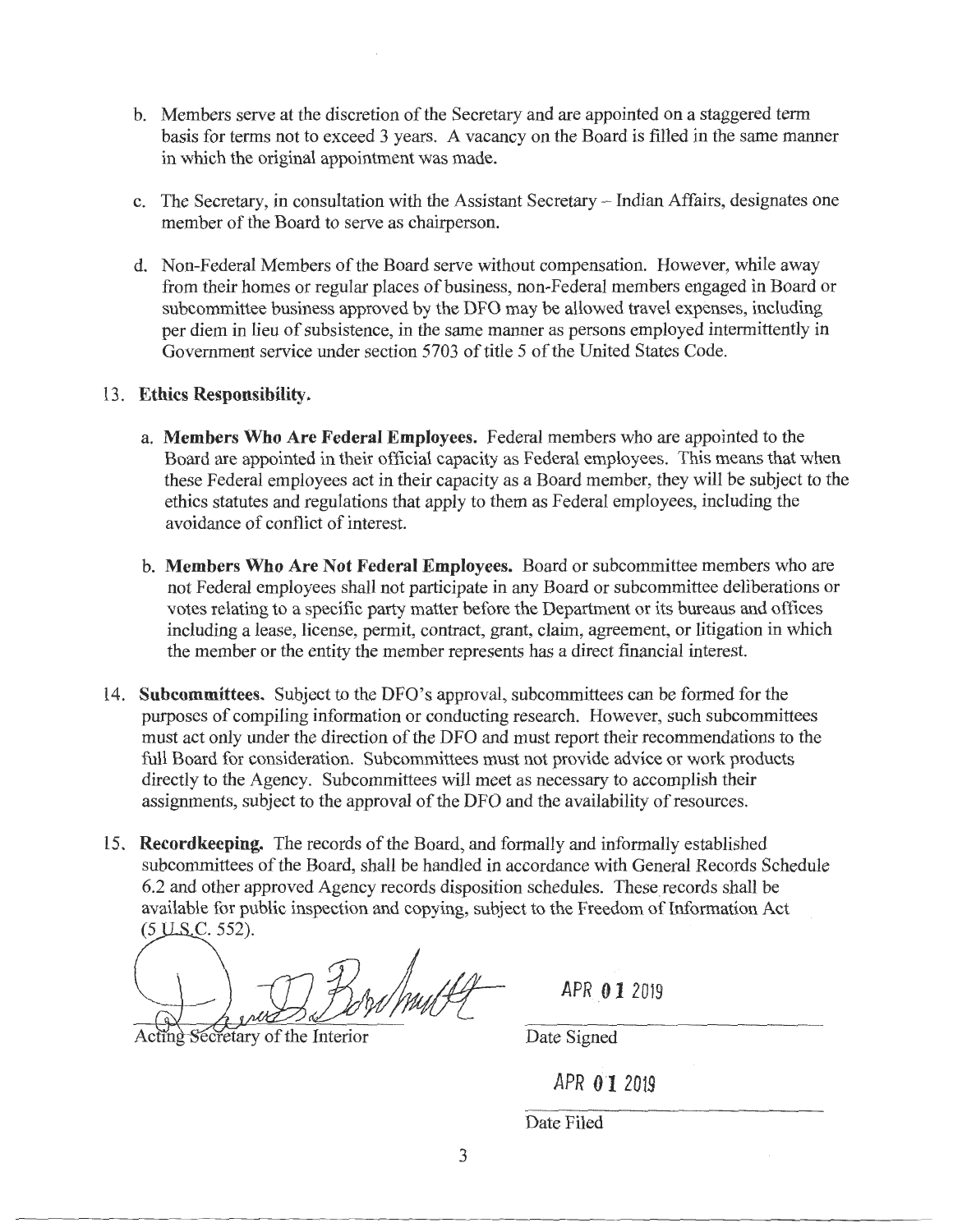b. Members serve at the discretion of the Secretary and are appointed on a staggered term basis for terms not to exceed 3 years. A vacancy on the Board is filled in the same manner in which the original appointment was made.

c. The Secretary, in consultation with the Assistant Secretary – Indian Affairs, designates one member of the Board to serve as chairperson.

d. Non-Federal Members of the Board serve without compensation. However, while away from their homes or regular places of business, non-Federal members engaged in Board or subcommittee business approved by the DFO may be allowed travel expenses, including per diem in lieu of subsistence, in the same manner as persons employed intermittently in Government service under section 5703 of title 5 of the United States Code.

13. **Ethics Responsibility.**

    a. **Members Who Are Federal Employees.** Federal members who are appointed to the Board are appointed in their official capacity as Federal employees. This means that when these Federal employees act in their capacity as a Board member, they will be subject to the ethics statutes and regulations that apply to them as Federal employees, including the avoidance of conflict of interest.

    b. **Members Who Are Not Federal Employees.** Board or subcommittee members who are not Federal employees shall not participate in any Board or subcommittee deliberations or votes relating to a specific party matter before the Department or its bureaus and offices including a lease, license, permit, contract, grant, claim, agreement, or litigation in which the member or the entity the member represents has a direct financial interest.

14. **Subcommittees.** Subject to the DFO's approval, subcommittees can be formed for the purposes of compiling information or conducting research. However, such subcommittees must act only under the direction of the DFO and must report their recommendations to the full Board for consideration. Subcommittees must not provide advice or work products directly to the Agency. Subcommittees will meet as necessary to accomplish their assignments, subject to the approval of the DFO and the availability of resources.

15. **Recordkeeping.** The records of the Board, and formally and informally established subcommittees of the Board, shall be handled in accordance with General Records Schedule 6.2 and other approved Agency records disposition schedules. These records shall be available for public inspection and copying, subject to the Freedom of Information Act (5 U.S.C. 552).

Acting Secretary of the Interior

APR 01 2019

Date Signed

APR 01 2019

Date Filed